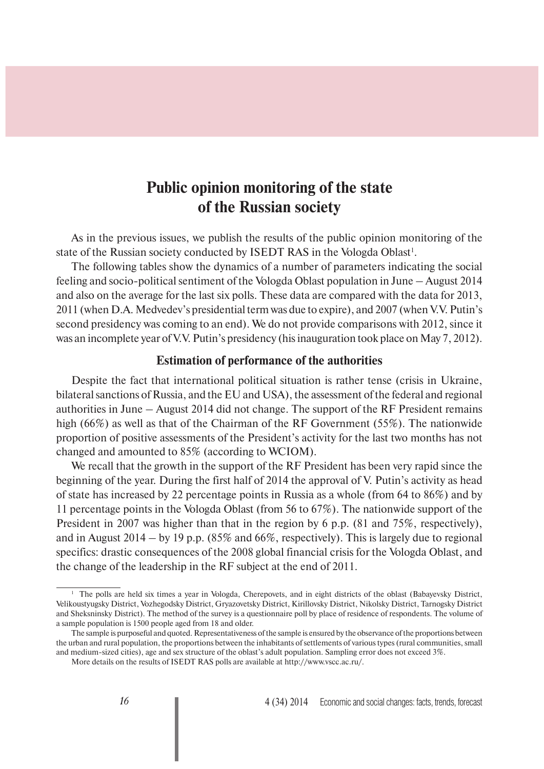# Public opinion monitoring of the state of the Russian society

As in the previous issues, we publish the results of the public opinion monitoring of the state of the Russian society conducted by ISEDT RAS in the Vologda Oblast[1].

The following tables show the dynamics of a number of parameters indicating the social feeling and socio-political sentiment of the Vologda Oblast population in June – August 2014 and also on the average for the last six polls. These data are compared with the data for 2013, 2011 (when D.A. Medvedev's presidential term was due to expire), and 2007 (when V.V. Putin's second presidency was coming to an end). We do not provide comparisons with 2012, since it was an incomplete year of V.V. Putin's presidency (his inauguration took place on May 7, 2012).

## Estimation of performance of the authorities

Despite the fact that international political situation is rather tense (crisis in Ukraine, bilateral sanctions of Russia, and the EU and USA), the assessment of the federal and regional authorities in June – August 2014 did not change. The support of the RF President remains high (66%) as well as that of the Chairman of the RF Government (55%). The nationwide proportion of positive assessments of the President's activity for the last two months has not changed and amounted to 85% (according to WCIOM).

We recall that the growth in the support of the RF President has been very rapid since the beginning of the year. During the first half of 2014 the approval of V. Putin's activity as head of state has increased by 22 percentage points in Russia as a whole (from 64 to 86%) and by 11 percentage points in the Vologda Oblast (from 56 to 67%). The nationwide support of the President in 2007 was higher than that in the region by 6 p.p. (81 and 75%, respectively), and in August 2014 – by 19 p.p. (85% and 66%, respectively). This is largely due to regional specifics: drastic consequences of the 2008 global financial crisis for the Vologda Oblast, and the change of the leadership in the RF subject at the end of 2011.

---

[1] The polls are held six times a year in Vologda, Cherepovets, and in eight districts of the oblast (Babayevsky District, Velikoustyugsky District, Vozhegodsky District, Gryazovetsky District, Kirillovsky District, Nikolsky District, Tarnogsky District and Sheksninsky District). The method of the survey is a questionnaire poll by place of residence of respondents. The volume of a sample population is 1500 people aged from 18 and older.

The sample is purposeful and quoted. Representativeness of the sample is ensured by the observance of the proportions between the urban and rural population, the proportions between the inhabitants of settlements of various types (rural communities, small and medium-sized cities), age and sex structure of the oblast's adult population. Sampling error does not exceed 3%.

More details on the results of ISEDT RAS polls are available at http://www.vscc.ac.ru/.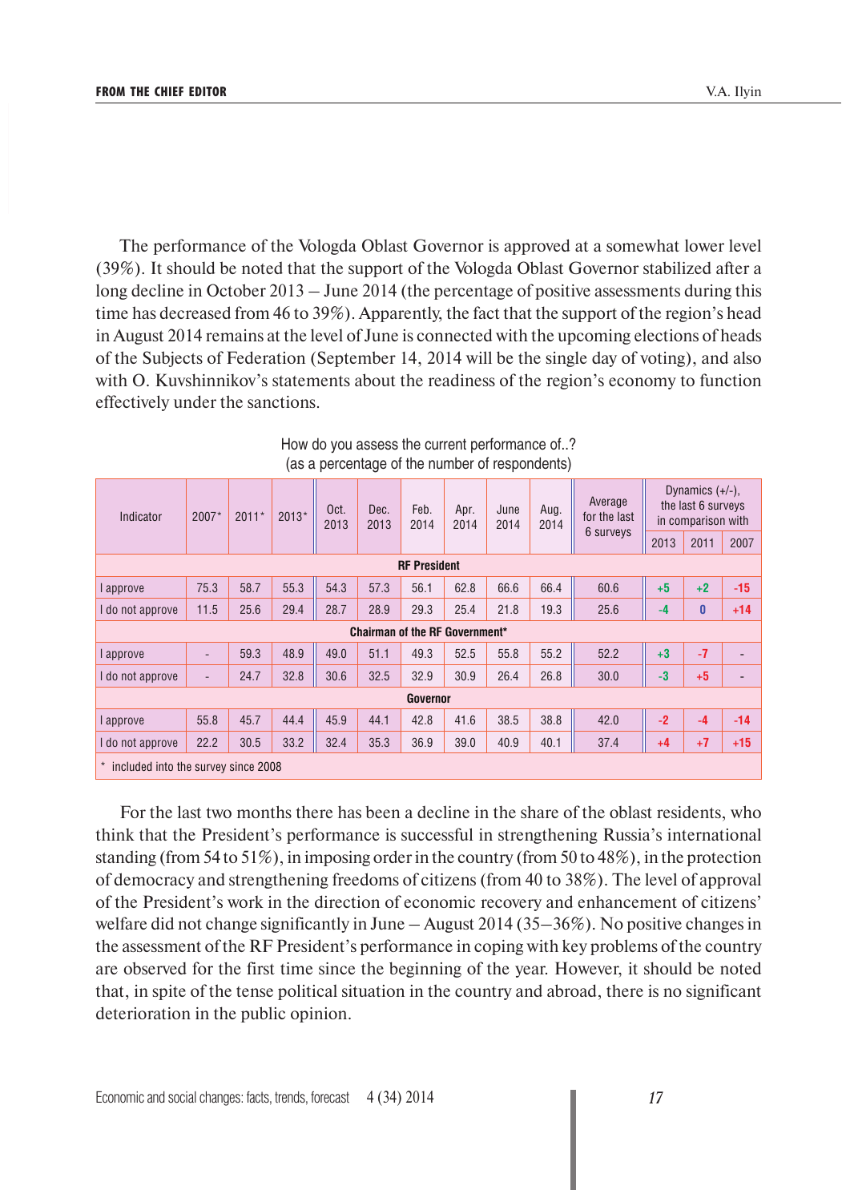The performance of the Vologda Oblast Governor is approved at a somewhat lower level (39%). It should be noted that the support of the Vologda Oblast Governor stabilized after a long decline in October 2013 – June 2014 (the percentage of positive assessments during this time has decreased from 46 to 39%). Apparently, the fact that the support of the region's head in August 2014 remains at the level of June is connected with the upcoming elections of heads of the Subjects of Federation (September 14, 2014 will be the single day of voting), and also with O. Kuvshinnikov's statements about the readiness of the region's economy to function effectively under the sanctions.

How do you assess the current performance of..? (as a percentage of the number of respondents)

| Indicator | 2007* | 2011* | 2013* | Oct. 2013 | Dec. 2013 | Feb. 2014 | Apr. 2014 | June 2014 | Aug. 2014 | Average for the last 6 surveys | Dynamics (+/-), the last 6 surveys in comparison with | | |
|---|---|---|---|---|---|---|---|---|---|---|---|---|---|
| | | | | | | | | | | | 2013 | 2011 | 2007 |
| **RF President** | | | | | | | | | | | | | |
| I approve | 75.3 | 58.7 | 55.3 | 54.3 | 57.3 | 56.1 | 62.8 | 66.6 | 66.4 | 60.6 | +5 | +2 | -15 |
| I do not approve | 11.5 | 25.6 | 29.4 | 28.7 | 28.9 | 29.3 | 25.4 | 21.8 | 19.3 | 25.6 | -4 | 0 | +14 |
| **Chairman of the RF Government*** | | | | | | | | | | | | | |
| I approve | - | 59.3 | 48.9 | 49.0 | 51.1 | 49.3 | 52.5 | 55.8 | 55.2 | 52.2 | +3 | -7 | - |
| I do not approve | - | 24.7 | 32.8 | 30.6 | 32.5 | 32.9 | 30.9 | 26.4 | 26.8 | 30.0 | -3 | +5 | - |
| **Governor** | | | | | | | | | | | | | |
| I approve | 55.8 | 45.7 | 44.4 | 45.9 | 44.1 | 42.8 | 41.6 | 38.5 | 38.8 | 42.0 | -2 | -4 | -14 |
| I do not approve | 22.2 | 30.5 | 33.2 | 32.4 | 35.3 | 36.9 | 39.0 | 40.9 | 40.1 | 37.4 | +4 | +7 | +15 |

\* included into the survey since 2008

For the last two months there has been a decline in the share of the oblast residents, who think that the President's performance is successful in strengthening Russia's international standing (from 54 to 51%), in imposing order in the country (from 50 to 48%), in the protection of democracy and strengthening freedoms of citizens (from 40 to 38%). The level of approval of the President's work in the direction of economic recovery and enhancement of citizens' welfare did not change significantly in June – August 2014 (35–36%). No positive changes in the assessment of the RF President's performance in coping with key problems of the country are observed for the first time since the beginning of the year. However, it should be noted that, in spite of the tense political situation in the country and abroad, there is no significant deterioration in the public opinion.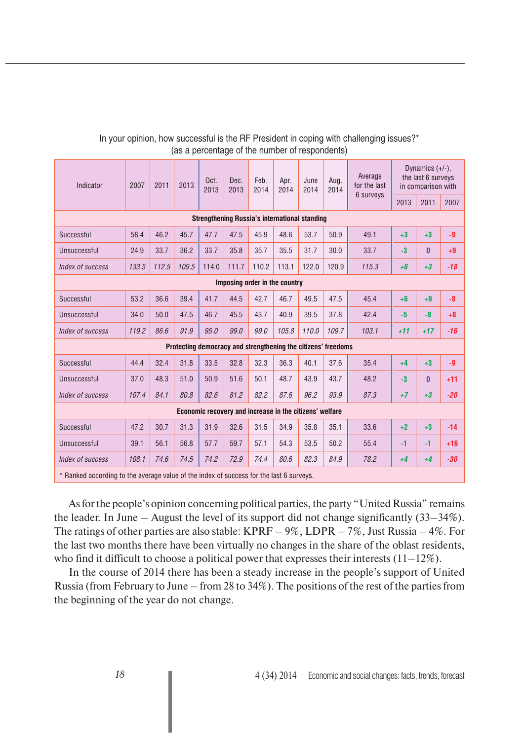In your opinion, how successful is the RF President in coping with challenging issues?*
(as a percentage of the number of respondents)

| Indicator | 2007 | 2011 | 2013 | Oct. 2013 | Dec. 2013 | Feb. 2014 | Apr. 2014 | June 2014 | Aug. 2014 | Average for the last 6 surveys | Dynamics (+/-), the last 6 surveys in comparison with | | |
|---|---|---|---|---|---|---|---|---|---|---|---|---|---|
| | | | | | | | | | | | 2013 | 2011 | 2007 |
| **Strengthening Russia's international standing** | | | | | | | | | | | | | |
| Successful | 58.4 | 46.2 | 45.7 | 47.7 | 47.5 | 45.9 | 48.6 | 53.7 | 50.9 | 49.1 | +3 | +3 | -9 |
| Unsuccessful | 24.9 | 33.7 | 36.2 | 33.7 | 35.8 | 35.7 | 35.5 | 31.7 | 30.0 | 33.7 | -3 | 0 | +9 |
| *Index of success* | *133.5* | *112.5* | *109.5* | 114.0 | 111.7 | 110.2 | 113.1 | 122.0 | 120.9 | *115.3* | *+6* | *+3* | *-18* |
| **Imposing order in the country** | | | | | | | | | | | | | |
| Successful | 53.2 | 36.6 | 39.4 | 41.7 | 44.5 | 42.7 | 46.7 | 49.5 | 47.5 | 45.4 | +6 | +9 | -8 |
| Unsuccessful | 34.0 | 50.0 | 47.5 | 46.7 | 45.5 | 43.7 | 40.9 | 39.5 | 37.8 | 42.4 | -5 | -8 | +8 |
| *Index of success* | *119.2* | *86.6* | *91.9* | *95.0* | *99.0* | *99.0* | *105.8* | *110.0* | *109.7* | *103.1* | *+11* | *+17* | *-16* |
| **Protecting democracy and strengthening the citizens' freedoms** | | | | | | | | | | | | | |
| Successful | 44.4 | 32.4 | 31.8 | 33.5 | 32.8 | 32.3 | 36.3 | 40.1 | 37.6 | 35.4 | +4 | +3 | -9 |
| Unsuccessful | 37.0 | 48.3 | 51.0 | 50.9 | 51.6 | 50.1 | 48.7 | 43.9 | 43.7 | 48.2 | -3 | 0 | +11 |
| *Index of success* | *107.4* | *84.1* | *80.8* | *82.6* | *81.2* | *82.2* | *87.6* | *96.2* | *93.9* | *87.3* | *+7* | *+3* | *-20* |
| **Economic recovery and increase in the citizens' welfare** | | | | | | | | | | | | | |
| Successful | 47.2 | 30.7 | 31.3 | 31.9 | 32.6 | 31.5 | 34.9 | 35.8 | 35.1 | 33.6 | +2 | +3 | -14 |
| Unsuccessful | 39.1 | 56.1 | 56.8 | 57.7 | 59.7 | 57.1 | 54.3 | 53.5 | 50.2 | 55.4 | -1 | -1 | +16 |
| *Index of success* | *108.1* | *74.6* | *74.5* | *74.2* | *72.9* | *74.4* | *80.6* | *82.3* | *84.9* | *78.2* | *+4* | *+4* | *-30* |

\* Ranked according to the average value of the index of success for the last 6 surveys.

As for the people's opinion concerning political parties, the party "United Russia" remains the leader. In June – August the level of its support did not change significantly (33–34%). The ratings of other parties are also stable: KPRF – 9%, LDPR – 7%, Just Russia – 4%. For the last two months there have been virtually no changes in the share of the oblast residents, who find it difficult to choose a political power that expresses their interests (11–12%).

In the course of 2014 there has been a steady increase in the people's support of United Russia (from February to June – from 28 to 34%). The positions of the rest of the parties from the beginning of the year do not change.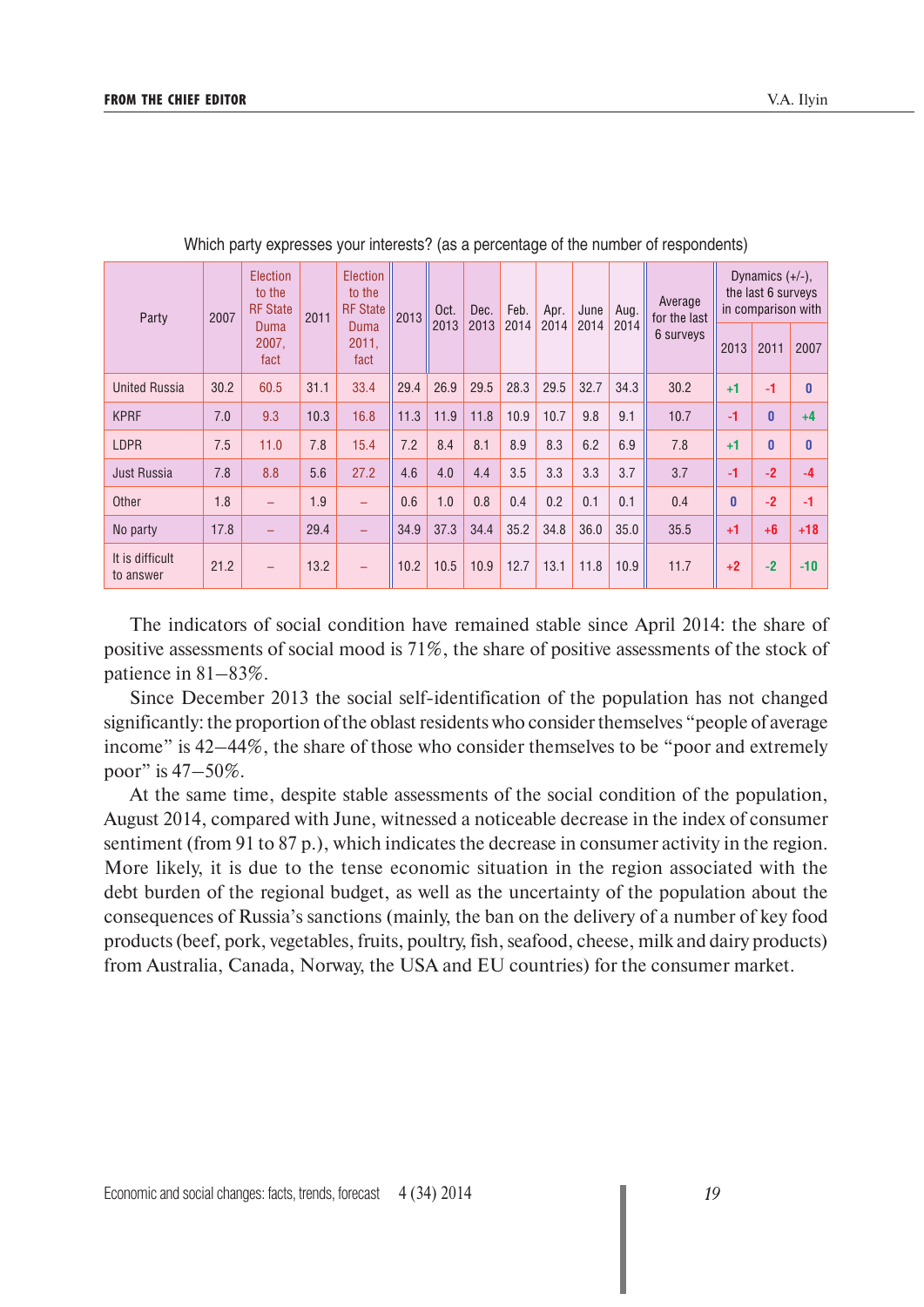Which party expresses your interests? (as a percentage of the number of respondents)

| Party | 2007 | Election to the RF State Duma 2007, fact | 2011 | Election to the RF State Duma 2011, fact | 2013 | Oct. 2013 | Dec. 2013 | Feb. 2014 | Apr. 2014 | June 2014 | Aug. 2014 | Average for the last 6 surveys | Dynamics (+/-), the last 6 surveys in comparison with | | |
|---|---|---|---|---|---|---|---|---|---|---|---|---|---|---|---|
| | | | | | | | | | | | | | 2013 | 2011 | 2007 |
| United Russia | 30.2 | 60.5 | 31.1 | 33.4 | 29.4 | 26.9 | 29.5 | 28.3 | 29.5 | 32.7 | 34.3 | 30.2 | +1 | -1 | 0 |
| KPRF | 7.0 | 9.3 | 10.3 | 16.8 | 11.3 | 11.9 | 11.8 | 10.9 | 10.7 | 9.8 | 9.1 | 10.7 | -1 | 0 | +4 |
| LDPR | 7.5 | 11.0 | 7.8 | 15.4 | 7.2 | 8.4 | 8.1 | 8.9 | 8.3 | 6.2 | 6.9 | 7.8 | +1 | 0 | 0 |
| Just Russia | 7.8 | 8.8 | 5.6 | 27.2 | 4.6 | 4.0 | 4.4 | 3.5 | 3.3 | 3.3 | 3.7 | 3.7 | -1 | -2 | -4 |
| Other | 1.8 | – | 1.9 | – | 0.6 | 1.0 | 0.8 | 0.4 | 0.2 | 0.1 | 0.1 | 0.4 | 0 | -2 | -1 |
| No party | 17.8 | – | 29.4 | – | 34.9 | 37.3 | 34.4 | 35.2 | 34.8 | 36.0 | 35.0 | 35.5 | +1 | +6 | +18 |
| It is difficult to answer | 21.2 | – | 13.2 | – | 10.2 | 10.5 | 10.9 | 12.7 | 13.1 | 11.8 | 10.9 | 11.7 | +2 | -2 | -10 |

The indicators of social condition have remained stable since April 2014: the share of positive assessments of social mood is 71%, the share of positive assessments of the stock of patience in 81–83%.

Since December 2013 the social self-identification of the population has not changed significantly: the proportion of the oblast residents who consider themselves "people of average income" is 42–44%, the share of those who consider themselves to be "poor and extremely poor" is 47–50%.

At the same time, despite stable assessments of the social condition of the population, August 2014, compared with June, witnessed a noticeable decrease in the index of consumer sentiment (from 91 to 87 p.), which indicates the decrease in consumer activity in the region. More likely, it is due to the tense economic situation in the region associated with the debt burden of the regional budget, as well as the uncertainty of the population about the consequences of Russia's sanctions (mainly, the ban on the delivery of a number of key food products (beef, pork, vegetables, fruits, poultry, fish, seafood, cheese, milk and dairy products) from Australia, Canada, Norway, the USA and EU countries) for the consumer market.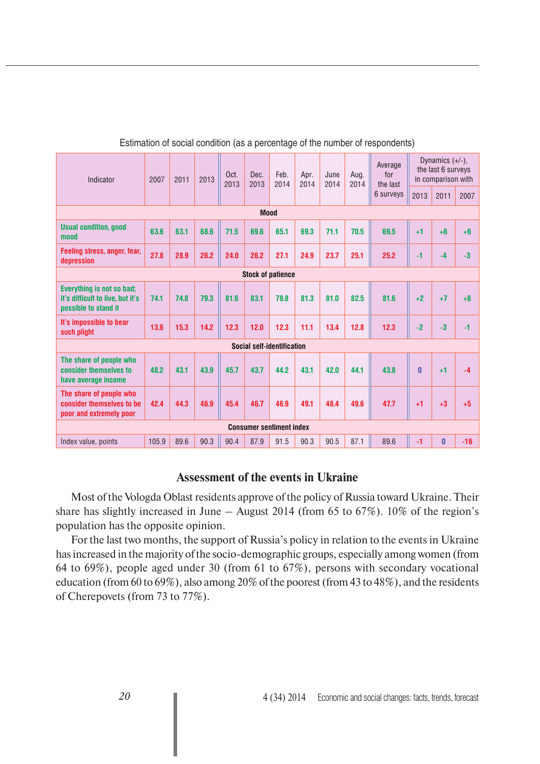Estimation of social condition (as a percentage of the number of respondents)

| Indicator | 2007 | 2011 | 2013 | Oct. 2013 | Dec. 2013 | Feb. 2014 | Apr. 2014 | June 2014 | Aug. 2014 | Average for the last 6 surveys | Dynamics (+/-), the last 6 surveys in comparison with | | |
|---|---|---|---|---|---|---|---|---|---|---|---|---|---|
| | | | | | | | | | | | 2013 | 2011 | 2007 |
| **Mood** | | | | | | | | | | | | | |
| Usual condition, good mood | 63.6 | 63.1 | 68.6 | 71.5 | 69.6 | 65.1 | 69.3 | 71.1 | 70.5 | 69.5 | +1 | +6 | +6 |
| Feeling stress, anger, fear, depression | 27.8 | 28.9 | 26.2 | 24.0 | 26.2 | 27.1 | 24.9 | 23.7 | 25.1 | 25.2 | -1 | -4 | -3 |
| **Stock of patience** | | | | | | | | | | | | | |
| Everything is not so bad; it's difficult to live, but it's possible to stand it | 74.1 | 74.8 | 79.3 | 81.6 | 83.1 | 79.8 | 81.3 | 81.0 | 82.5 | 81.6 | +2 | +7 | +8 |
| It's impossible to bear such plight | 13.6 | 15.3 | 14.2 | 12.3 | 12.0 | 12.3 | 11.1 | 13.4 | 12.8 | 12.3 | -2 | -3 | -1 |
| **Social self-identification** | | | | | | | | | | | | | |
| The share of people who consider themselves to have average income | 48.2 | 43.1 | 43.9 | 45.7 | 43.7 | 44.2 | 43.1 | 42.0 | 44.1 | 43.8 | 0 | +1 | -4 |
| The share of people who consider themselves to be poor and extremely poor | 42.4 | 44.3 | 46.9 | 45.4 | 46.7 | 46.9 | 49.1 | 48.4 | 49.6 | 47.7 | +1 | +3 | +5 |
| **Consumer sentiment index** | | | | | | | | | | | | | |
| Index value, points | 105.9 | 89.6 | 90.3 | 90.4 | 87.9 | 91.5 | 90.3 | 90.5 | 87.1 | 89.6 | -1 | 0 | -16 |

## Assessment of the events in Ukraine

Most of the Vologda Oblast residents approve of the policy of Russia toward Ukraine. Their share has slightly increased in June – August 2014 (from 65 to 67%). 10% of the region's population has the opposite opinion.

For the last two months, the support of Russia's policy in relation to the events in Ukraine has increased in the majority of the socio-demographic groups, especially among women (from 64 to 69%), people aged under 30 (from 61 to 67%), persons with secondary vocational education (from 60 to 69%), also among 20% of the poorest (from 43 to 48%), and the residents of Cherepovets (from 73 to 77%).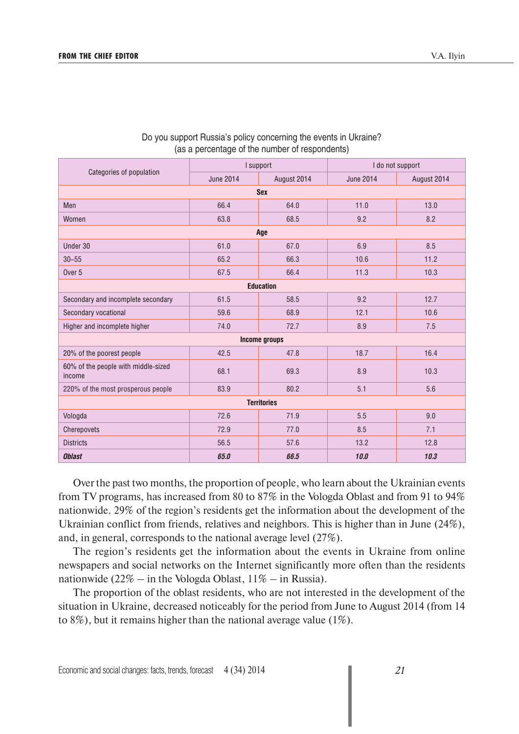Do you support Russia's policy concerning the events in Ukraine?
(as a percentage of the number of respondents)

| Categories of population | I support | | I do not support | |
|---|---|---|---|---|
| | June 2014 | August 2014 | June 2014 | August 2014 |
| **Sex** | | | | |
| Men | 66.4 | 64.0 | 11.0 | 13.0 |
| Women | 63.8 | 68.5 | 9.2 | 8.2 |
| **Age** | | | | |
| Under 30 | 61.0 | 67.0 | 6.9 | 8.5 |
| 30–55 | 65.2 | 66.3 | 10.6 | 11.2 |
| Over 5 | 67.5 | 66.4 | 11.3 | 10.3 |
| **Education** | | | | |
| Secondary and incomplete secondary | 61.5 | 58.5 | 9.2 | 12.7 |
| Secondary vocational | 59.6 | 68.9 | 12.1 | 10.6 |
| Higher and incomplete higher | 74.0 | 72.7 | 8.9 | 7.5 |
| **Income groups** | | | | |
| 20% of the poorest people | 42.5 | 47.8 | 18.7 | 16.4 |
| 60% of the people with middle-sized income | 68.1 | 69.3 | 8.9 | 10.3 |
| 220% of the most prosperous people | 83.9 | 80.2 | 5.1 | 5.6 |
| **Territories** | | | | |
| Vologda | 72.6 | 71.9 | 5.5 | 9.0 |
| Cherepovets | 72.9 | 77.0 | 8.5 | 7.1 |
| Districts | 56.5 | 57.6 | 13.2 | 12.8 |
| ***Oblast*** | ***65.0*** | ***66.5*** | ***10.0*** | ***10.3*** |

Over the past two months, the proportion of people, who learn about the Ukrainian events from TV programs, has increased from 80 to 87% in the Vologda Oblast and from 91 to 94% nationwide. 29% of the region's residents get the information about the development of the Ukrainian conflict from friends, relatives and neighbors. This is higher than in June (24%), and, in general, corresponds to the national average level (27%).

The region's residents get the information about the events in Ukraine from online newspapers and social networks on the Internet significantly more often than the residents nationwide (22% – in the Vologda Oblast, 11% – in Russia).

The proportion of the oblast residents, who are not interested in the development of the situation in Ukraine, decreased noticeably for the period from June to August 2014 (from 14 to 8%), but it remains higher than the national average value (1%).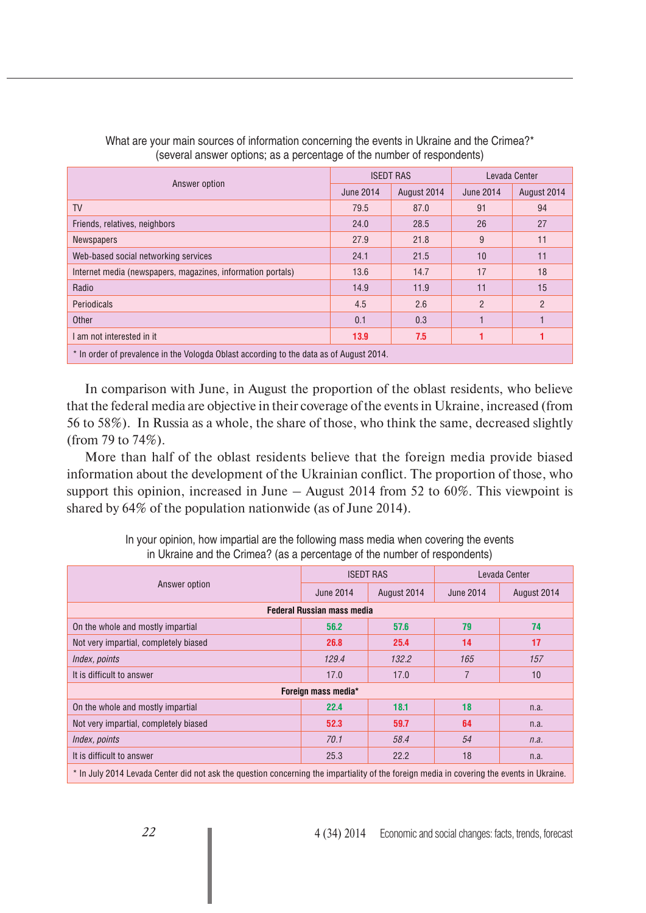What are your main sources of information concerning the events in Ukraine and the Crimea?*
(several answer options; as a percentage of the number of respondents)

| Answer option | ISEDT RAS | | Levada Center | |
|---|---|---|---|---|
| | June 2014 | August 2014 | June 2014 | August 2014 |
| TV | 79.5 | 87.0 | 91 | 94 |
| Friends, relatives, neighbors | 24.0 | 28.5 | 26 | 27 |
| Newspapers | 27.9 | 21.8 | 9 | 11 |
| Web-based social networking services | 24.1 | 21.5 | 10 | 11 |
| Internet media (newspapers, magazines, information portals) | 13.6 | 14.7 | 17 | 18 |
| Radio | 14.9 | 11.9 | 11 | 15 |
| Periodicals | 4.5 | 2.6 | 2 | 2 |
| Other | 0.1 | 0.3 | 1 | 1 |
| I am not interested in it | **13.9** | **7.5** | **1** | **1** |

\* In order of prevalence in the Vologda Oblast according to the data as of August 2014.

In comparison with June, in August the proportion of the oblast residents, who believe that the federal media are objective in their coverage of the events in Ukraine, increased (from 56 to 58%). In Russia as a whole, the share of those, who think the same, decreased slightly (from 79 to 74%).

More than half of the oblast residents believe that the foreign media provide biased information about the development of the Ukrainian conflict. The proportion of those, who support this opinion, increased in June – August 2014 from 52 to 60%. This viewpoint is shared by 64% of the population nationwide (as of June 2014).

In your opinion, how impartial are the following mass media when covering the events
in Ukraine and the Crimea? (as a percentage of the number of respondents)

| Answer option | ISEDT RAS | | Levada Center | |
|---|---|---|---|---|
| | June 2014 | August 2014 | June 2014 | August 2014 |
| **Federal Russian mass media** | | | | |
| On the whole and mostly impartial | **56.2** | **57.6** | **79** | **74** |
| Not very impartial, completely biased | **26.8** | **25.4** | **14** | **17** |
| *Index, points* | *129.4* | *132.2* | *165* | *157* |
| It is difficult to answer | 17.0 | 17.0 | 7 | 10 |
| **Foreign mass media*** | | | | |
| On the whole and mostly impartial | **22.4** | **18.1** | **18** | n.a. |
| Not very impartial, completely biased | **52.3** | **59.7** | **64** | n.a. |
| *Index, points* | *70.1* | *58.4* | *54* | *n.a.* |
| It is difficult to answer | 25.3 | 22.2 | 18 | n.a. |

\* In July 2014 Levada Center did not ask the question concerning the impartiality of the foreign media in covering the events in Ukraine.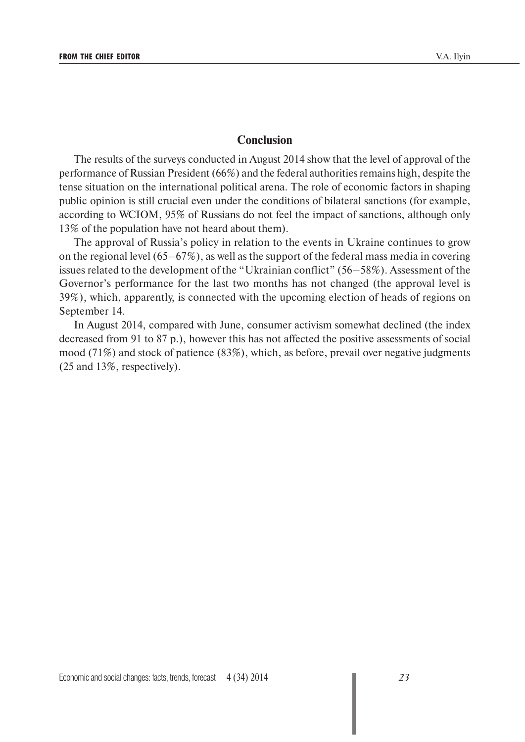## Conclusion

The results of the surveys conducted in August 2014 show that the level of approval of the performance of Russian President (66%) and the federal authorities remains high, despite the tense situation on the international political arena. The role of economic factors in shaping public opinion is still crucial even under the conditions of bilateral sanctions (for example, according to WCIOM, 95% of Russians do not feel the impact of sanctions, although only 13% of the population have not heard about them).

The approval of Russia's policy in relation to the events in Ukraine continues to grow on the regional level (65–67%), as well as the support of the federal mass media in covering issues related to the development of the "Ukrainian conflict" (56–58%). Assessment of the Governor's performance for the last two months has not changed (the approval level is 39%), which, apparently, is connected with the upcoming election of heads of regions on September 14.

In August 2014, compared with June, consumer activism somewhat declined (the index decreased from 91 to 87 p.), however this has not affected the positive assessments of social mood (71%) and stock of patience (83%), which, as before, prevail over negative judgments (25 and 13%, respectively).